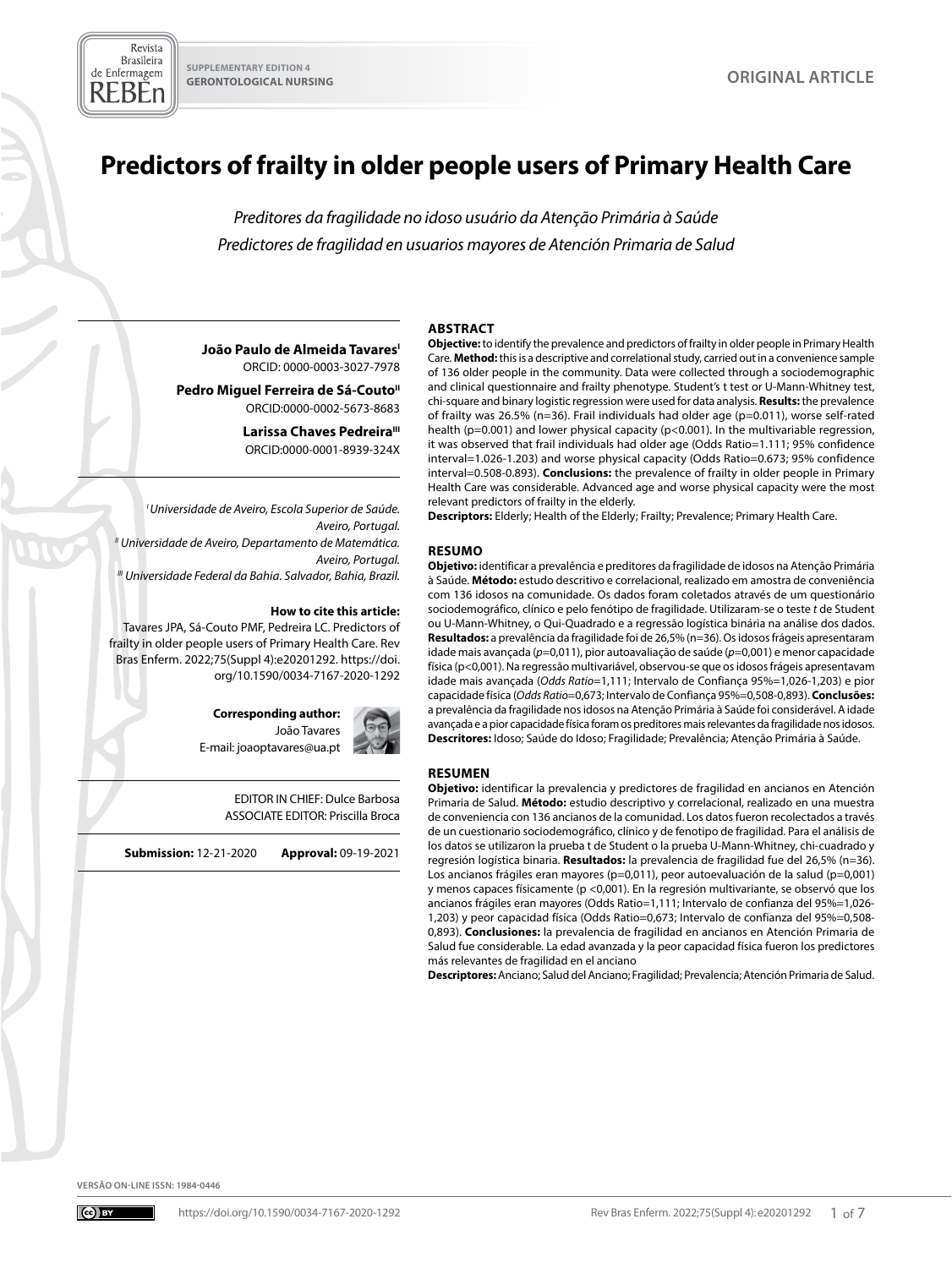SUPPLEMENTARY EDITION 4
GERONTOLOGICAL NURSING

ORIGINAL ARTICLE

# Predictors of frailty in older people users of Primary Health Care

*Preditores da fragilidade no idoso usuário da Atenção Primária à Saúde*

*Predictores de fragilidad en usuarios mayores de Atención Primaria de Salud*

**João Paulo de Almeida Tavares**[I]
ORCID: 0000-0003-3027-7978

**Pedro Miguel Ferreira de Sá-Couto**[II]
ORCID:0000-0002-5673-8683

**Larissa Chaves Pedreira**[III]
ORCID:0000-0001-8939-324X

[I] *Universidade de Aveiro, Escola Superior de Saúde. Aveiro, Portugal.*
[II] *Universidade de Aveiro, Departamento de Matemática. Aveiro, Portugal.*
[III] *Universidade Federal da Bahia. Salvador, Bahia, Brazil.*

**How to cite this article:**
Tavares JPA, Sá-Couto PMF, Pedreira LC. Predictors of frailty in older people users of Primary Health Care. Rev Bras Enferm. 2022;75(Suppl 4):e20201292. https://doi.org/10.1590/0034-7167-2020-1292

**Corresponding author:**
João Tavares
E-mail: joaoptavares@ua.pt

EDITOR IN CHIEF: Dulce Barbosa
ASSOCIATE EDITOR: Priscilla Broca

**Submission:** 12-21-2020 **Approval:** 09-19-2021

## ABSTRACT

**Objective:** to identify the prevalence and predictors of frailty in older people in Primary Health Care. **Method:** this is a descriptive and correlational study, carried out in a convenience sample of 136 older people in the community. Data were collected through a sociodemographic and clinical questionnaire and frailty phenotype. Student's t test or U-Mann-Whitney test, chi-square and binary logistic regression were used for data analysis. **Results:** the prevalence of frailty was 26.5% (n=36). Frail individuals had older age (p=0.011), worse self-rated health (p=0.001) and lower physical capacity (p<0.001). In the multivariable regression, it was observed that frail individuals had older age (Odds Ratio=1.111; 95% confidence interval=1.026-1.203) and worse physical capacity (Odds Ratio=0.673; 95% confidence interval=0.508-0.893). **Conclusions:** the prevalence of frailty in older people in Primary Health Care was considerable. Advanced age and worse physical capacity were the most relevant predictors of frailty in the elderly.

**Descriptors:** Elderly; Health of the Elderly; Frailty; Prevalence; Primary Health Care.

## RESUMO

**Objetivo:** identificar a prevalência e preditores da fragilidade de idosos na Atenção Primária à Saúde. **Método:** estudo descritivo e correlacional, realizado em amostra de conveniência com 136 idosos na comunidade. Os dados foram coletados através de um questionário sociodemográfico, clínico e pelo fenótipo de fragilidade. Utilizaram-se o teste *t* de Student ou U-Mann-Whitney, o Qui-Quadrado e a regressão logística binária na análise dos dados. **Resultados:** a prevalência da fragilidade foi de 26,5% (n=36). Os idosos frágeis apresentaram idade mais avançada (*p*=0,011), pior autoavaliação de saúde (*p*=0,001) e menor capacidade física (p<0,001). Na regressão multivariável, observou-se que os idosos frágeis apresentavam idade mais avançada (*Odds Ratio*=1,111; Intervalo de Confiança 95%=1,026-1,203) e pior capacidade física (*Odds Ratio*=0,673; Intervalo de Confiança 95%=0,508-0,893). **Conclusões:** a prevalência da fragilidade nos idosos na Atenção Primária à Saúde foi considerável. A idade avançada e a pior capacidade física foram os preditores mais relevantes da fragilidade nos idosos.

**Descritores:** Idoso; Saúde do Idoso; Fragilidade; Prevalência; Atenção Primária à Saúde.

## RESUMEN

**Objetivo:** identificar la prevalencia y predictores de fragilidad en ancianos en Atención Primaria de Salud. **Método:** estudio descriptivo y correlacional, realizado en una muestra de conveniencia con 136 ancianos de la comunidad. Los datos fueron recolectados a través de un cuestionario sociodemográfico, clínico y de fenotipo de fragilidad. Para el análisis de los datos se utilizaron la prueba t de Student o la prueba U-Mann-Whitney, chi-cuadrado y regresión logística binaria. **Resultados:** la prevalencia de fragilidad fue del 26,5% (n=36). Los ancianos frágiles eran mayores (p=0,011), peor autoevaluación de la salud (p=0,001) y menos capaces físicamente (p <0,001). En la regresión multivariante, se observó que los ancianos frágiles eran mayores (Odds Ratio=1,111; Intervalo de confianza del 95%=1,026-1,203) y peor capacidad física (Odds Ratio=0,673; Intervalo de confianza del 95%=0,508-0,893). **Conclusiones:** la prevalencia de fragilidad en ancianos en Atención Primaria de Salud fue considerable. La edad avanzada y la peor capacidad física fueron los predictores más relevantes de fragilidad en el anciano

**Descriptores:** Anciano; Salud del Anciano; Fragilidad; Prevalencia; Atención Primaria de Salud.

VERSÃO ON-LINE ISSN: 1984-0446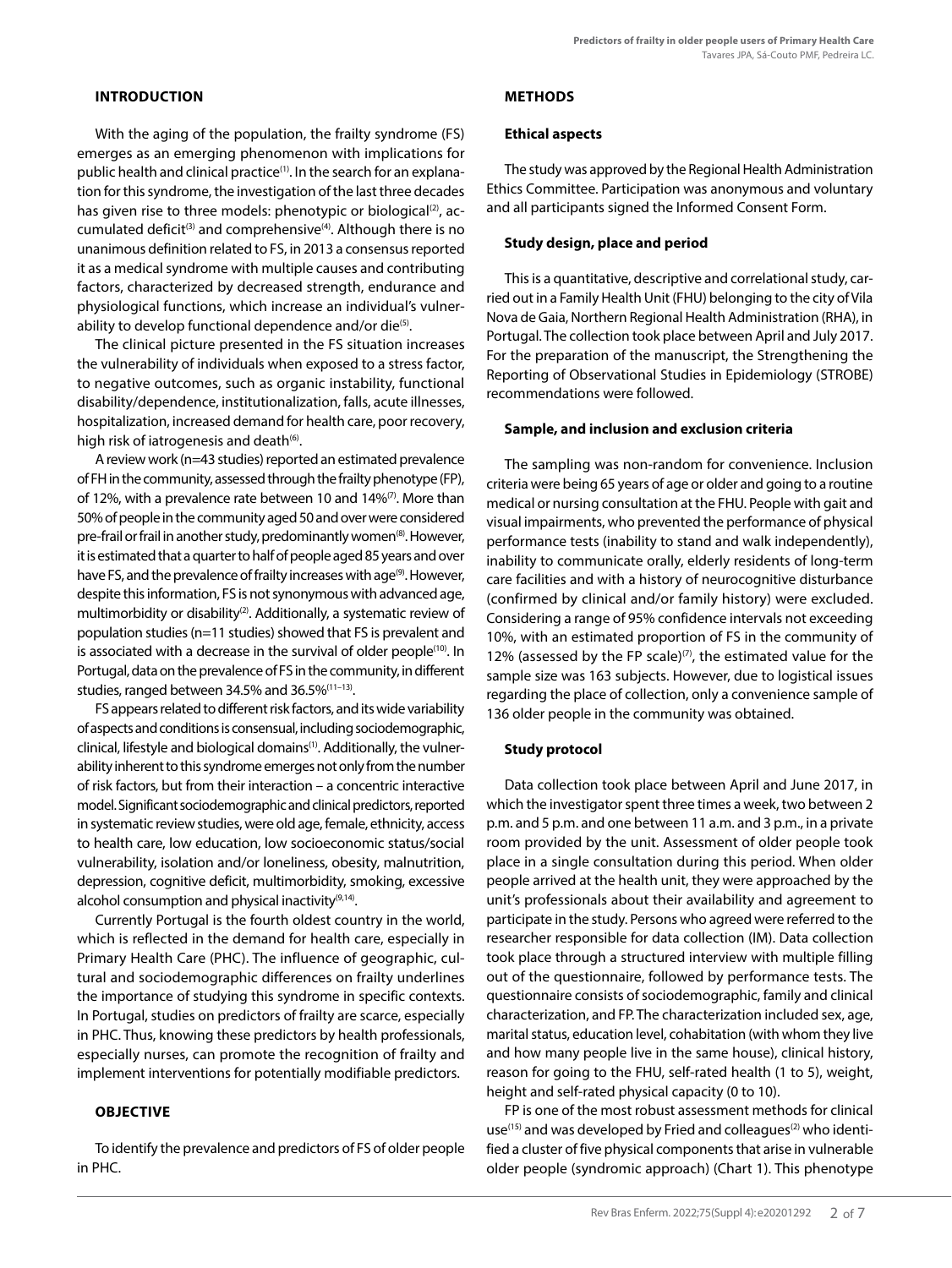## INTRODUCTION

With the aging of the population, the frailty syndrome (FS) emerges as an emerging phenomenon with implications for public health and clinical practice[1]. In the search for an explanation for this syndrome, the investigation of the last three decades has given rise to three models: phenotypic or biological[2], accumulated deficit[3] and comprehensive[4]. Although there is no unanimous definition related to FS, in 2013 a consensus reported it as a medical syndrome with multiple causes and contributing factors, characterized by decreased strength, endurance and physiological functions, which increase an individual's vulnerability to develop functional dependence and/or die[5].

The clinical picture presented in the FS situation increases the vulnerability of individuals when exposed to a stress factor, to negative outcomes, such as organic instability, functional disability/dependence, institutionalization, falls, acute illnesses, hospitalization, increased demand for health care, poor recovery, high risk of iatrogenesis and death[6].

A review work (n=43 studies) reported an estimated prevalence of FH in the community, assessed through the frailty phenotype (FP), of 12%, with a prevalence rate between 10 and 14%[7]. More than 50% of people in the community aged 50 and over were considered pre-frail or frail in another study, predominantly women[8]. However, it is estimated that a quarter to half of people aged 85 years and over have FS, and the prevalence of frailty increases with age[9]. However, despite this information, FS is not synonymous with advanced age, multimorbidity or disability[2]. Additionally, a systematic review of population studies (n=11 studies) showed that FS is prevalent and is associated with a decrease in the survival of older people[10]. In Portugal, data on the prevalence of FS in the community, in different studies, ranged between 34.5% and 36.5%[11-13].

FS appears related to different risk factors, and its wide variability of aspects and conditions is consensual, including sociodemographic, clinical, lifestyle and biological domains[1]. Additionally, the vulnerability inherent to this syndrome emerges not only from the number of risk factors, but from their interaction – a concentric interactive model. Significant sociodemographic and clinical predictors, reported in systematic review studies, were old age, female, ethnicity, access to health care, low education, low socioeconomic status/social vulnerability, isolation and/or loneliness, obesity, malnutrition, depression, cognitive deficit, multimorbidity, smoking, excessive alcohol consumption and physical inactivity[9,14].

Currently Portugal is the fourth oldest country in the world, which is reflected in the demand for health care, especially in Primary Health Care (PHC). The influence of geographic, cultural and sociodemographic differences on frailty underlines the importance of studying this syndrome in specific contexts. In Portugal, studies on predictors of frailty are scarce, especially in PHC. Thus, knowing these predictors by health professionals, especially nurses, can promote the recognition of frailty and implement interventions for potentially modifiable predictors.

## OBJECTIVE

To identify the prevalence and predictors of FS of older people in PHC.

## METHODS

### Ethical aspects

The study was approved by the Regional Health Administration Ethics Committee. Participation was anonymous and voluntary and all participants signed the Informed Consent Form.

### Study design, place and period

This is a quantitative, descriptive and correlational study, carried out in a Family Health Unit (FHU) belonging to the city of Vila Nova de Gaia, Northern Regional Health Administration (RHA), in Portugal. The collection took place between April and July 2017. For the preparation of the manuscript, the Strengthening the Reporting of Observational Studies in Epidemiology (STROBE) recommendations were followed.

### Sample, and inclusion and exclusion criteria

The sampling was non-random for convenience. Inclusion criteria were being 65 years of age or older and going to a routine medical or nursing consultation at the FHU. People with gait and visual impairments, who prevented the performance of physical performance tests (inability to stand and walk independently), inability to communicate orally, elderly residents of long-term care facilities and with a history of neurocognitive disturbance (confirmed by clinical and/or family history) were excluded. Considering a range of 95% confidence intervals not exceeding 10%, with an estimated proportion of FS in the community of 12% (assessed by the FP scale)[7], the estimated value for the sample size was 163 subjects. However, due to logistical issues regarding the place of collection, only a convenience sample of 136 older people in the community was obtained.

### Study protocol

Data collection took place between April and June 2017, in which the investigator spent three times a week, two between 2 p.m. and 5 p.m. and one between 11 a.m. and 3 p.m., in a private room provided by the unit. Assessment of older people took place in a single consultation during this period. When older people arrived at the health unit, they were approached by the unit's professionals about their availability and agreement to participate in the study. Persons who agreed were referred to the researcher responsible for data collection (IM). Data collection took place through a structured interview with multiple filling out of the questionnaire, followed by performance tests. The questionnaire consists of sociodemographic, family and clinical characterization, and FP. The characterization included sex, age, marital status, education level, cohabitation (with whom they live and how many people live in the same house), clinical history, reason for going to the FHU, self-rated health (1 to 5), weight, height and self-rated physical capacity (0 to 10).

FP is one of the most robust assessment methods for clinical use[15] and was developed by Fried and colleagues[2] who identified a cluster of five physical components that arise in vulnerable older people (syndromic approach) (Chart 1). This phenotype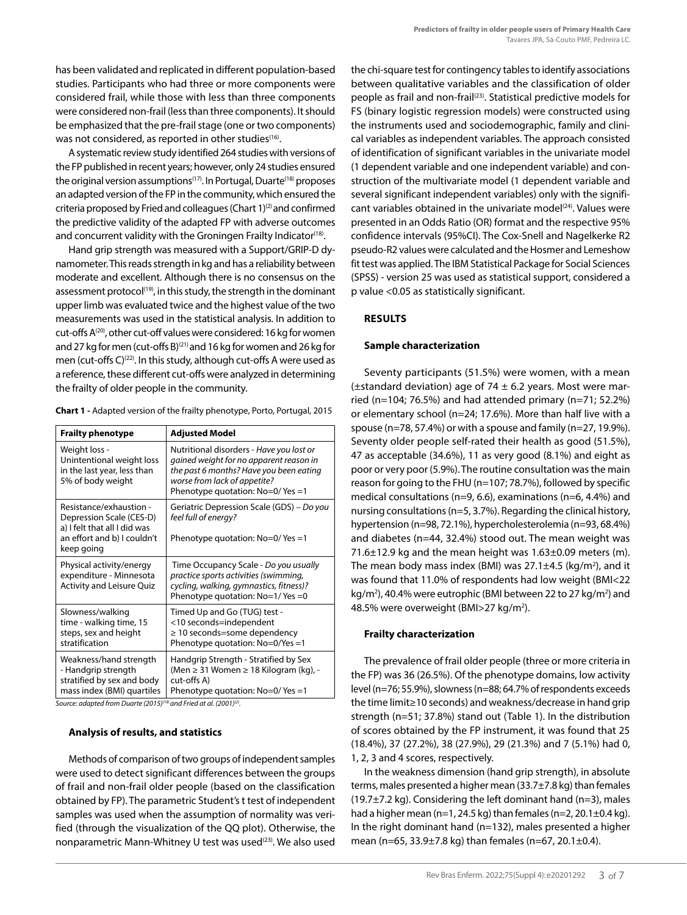has been validated and replicated in different population-based studies. Participants who had three or more components were considered frail, while those with less than three components were considered non-frail (less than three components). It should be emphasized that the pre-frail stage (one or two components) was not considered, as reported in other studies[16].

A systematic review study identified 264 studies with versions of the FP published in recent years; however, only 24 studies ensured the original version assumptions[17]. In Portugal, Duarte[18] proposes an adapted version of the FP in the community, which ensured the criteria proposed by Fried and colleagues (Chart 1)[2] and confirmed the predictive validity of the adapted FP with adverse outcomes and concurrent validity with the Groningen Frailty Indicator[18].

Hand grip strength was measured with a Support/GRIP-D dynamometer. This reads strength in kg and has a reliability between moderate and excellent. Although there is no consensus on the assessment protocol[19], in this study, the strength in the dominant upper limb was evaluated twice and the highest value of the two measurements was used in the statistical analysis. In addition to cut-offs A[20], other cut-off values were considered: 16 kg for women and 27 kg for men (cut-offs B)[21] and 16 kg for women and 26 kg for men (cut-offs C)[22]. In this study, although cut-offs A were used as a reference, these different cut-offs were analyzed in determining the frailty of older people in the community.

**Chart 1 -** Adapted version of the frailty phenotype, Porto, Portugal, 2015

| Frailty phenotype | Adjusted Model |
|---|---|
| Weight loss - Unintentional weight loss in the last year, less than 5% of body weight | Nutritional disorders - *Have you lost or gained weight for no apparent reason in the past 6 months? Have you been eating worse from lack of appetite?* Phenotype quotation: No=0/ Yes =1 |
| Resistance/exhaustion - Depression Scale (CES-D) a) I felt that all I did was an effort and b) I couldn't keep going | Geriatric Depression Scale (GDS) – *Do you feel full of energy?* Phenotype quotation: No=0/ Yes =1 |
| Physical activity/energy expenditure - Minnesota Activity and Leisure Quiz | Time Occupancy Scale - *Do you usually practice sports activities (swimming, cycling, walking, gymnastics, fitness)?* Phenotype quotation: No=1/ Yes =0 |
| Slowness/walking time - walking time, 15 steps, sex and height stratification | Timed Up and Go (TUG) test - <10 seconds=independent ≥ 10 seconds=some dependency Phenotype quotation: No=0/Yes =1 |
| Weakness/hand strength - Handgrip strength stratified by sex and body mass index (BMI) quartiles | Handgrip Strength - Stratified by Sex (Men ≥ 31 Women ≥ 18 Kilogram (kg), - cut-offs A) Phenotype quotation: No=0/ Yes =1 |

*Source: adapted from Duarte (2015)[18] and Fried at al. (2001)[2].*

#### Analysis of results, and statistics

Methods of comparison of two groups of independent samples were used to detect significant differences between the groups of frail and non-frail older people (based on the classification obtained by FP). The parametric Student's t test of independent samples was used when the assumption of normality was verified (through the visualization of the QQ plot). Otherwise, the nonparametric Mann-Whitney U test was used[23]. We also used the chi-square test for contingency tables to identify associations between qualitative variables and the classification of older people as frail and non-frail[23]. Statistical predictive models for FS (binary logistic regression models) were constructed using the instruments used and sociodemographic, family and clinical variables as independent variables. The approach consisted of identification of significant variables in the univariate model (1 dependent variable and one independent variable) and construction of the multivariate model (1 dependent variable and several significant independent variables) only with the significant variables obtained in the univariate model[24]. Values were presented in an Odds Ratio (OR) format and the respective 95% confidence intervals (95%CI). The Cox-Snell and Nagelkerke R2 pseudo-R2 values were calculated and the Hosmer and Lemeshow fit test was applied. The IBM Statistical Package for Social Sciences (SPSS) - version 25 was used as statistical support, considered a p value <0.05 as statistically significant.

### RESULTS

#### Sample characterization

Seventy participants (51.5%) were women, with a mean (±standard deviation) age of 74 ± 6.2 years. Most were married (n=104; 76.5%) and had attended primary (n=71; 52.2%) or elementary school (n=24; 17.6%). More than half live with a spouse (n=78, 57.4%) or with a spouse and family (n=27, 19.9%). Seventy older people self-rated their health as good (51.5%), 47 as acceptable (34.6%), 11 as very good (8.1%) and eight as poor or very poor (5.9%). The routine consultation was the main reason for going to the FHU (n=107; 78.7%), followed by specific medical consultations (n=9, 6.6), examinations (n=6, 4.4%) and nursing consultations (n=5, 3.7%). Regarding the clinical history, hypertension (n=98, 72.1%), hypercholesterolemia (n=93, 68.4%) and diabetes (n=44, 32.4%) stood out. The mean weight was 71.6±12.9 kg and the mean height was 1.63±0.09 meters (m). The mean body mass index (BMI) was 27.1±4.5 (kg/m$^2$), and it was found that 11.0% of respondents had low weight (BMI<22 kg/m$^2$), 40.4% were eutrophic (BMI between 22 to 27 kg/m$^2$) and 48.5% were overweight (BMI>27 kg/m$^2$).

#### Frailty characterization

The prevalence of frail older people (three or more criteria in the FP) was 36 (26.5%). Of the phenotype domains, low activity level (n=76; 55.9%), slowness (n=88; 64.7% of respondents exceeds the time limit≥10 seconds) and weakness/decrease in hand grip strength (n=51; 37.8%) stand out (Table 1). In the distribution of scores obtained by the FP instrument, it was found that 25 (18.4%), 37 (27.2%), 38 (27.9%), 29 (21.3%) and 7 (5.1%) had 0, 1, 2, 3 and 4 scores, respectively.

In the weakness dimension (hand grip strength), in absolute terms, males presented a higher mean (33.7±7.8 kg) than females (19.7±7.2 kg). Considering the left dominant hand (n=3), males had a higher mean (n=1, 24.5 kg) than females (n=2, 20.1±0.4 kg). In the right dominant hand (n=132), males presented a higher mean (n=65, 33.9±7.8 kg) than females (n=67, 20.1±0.4).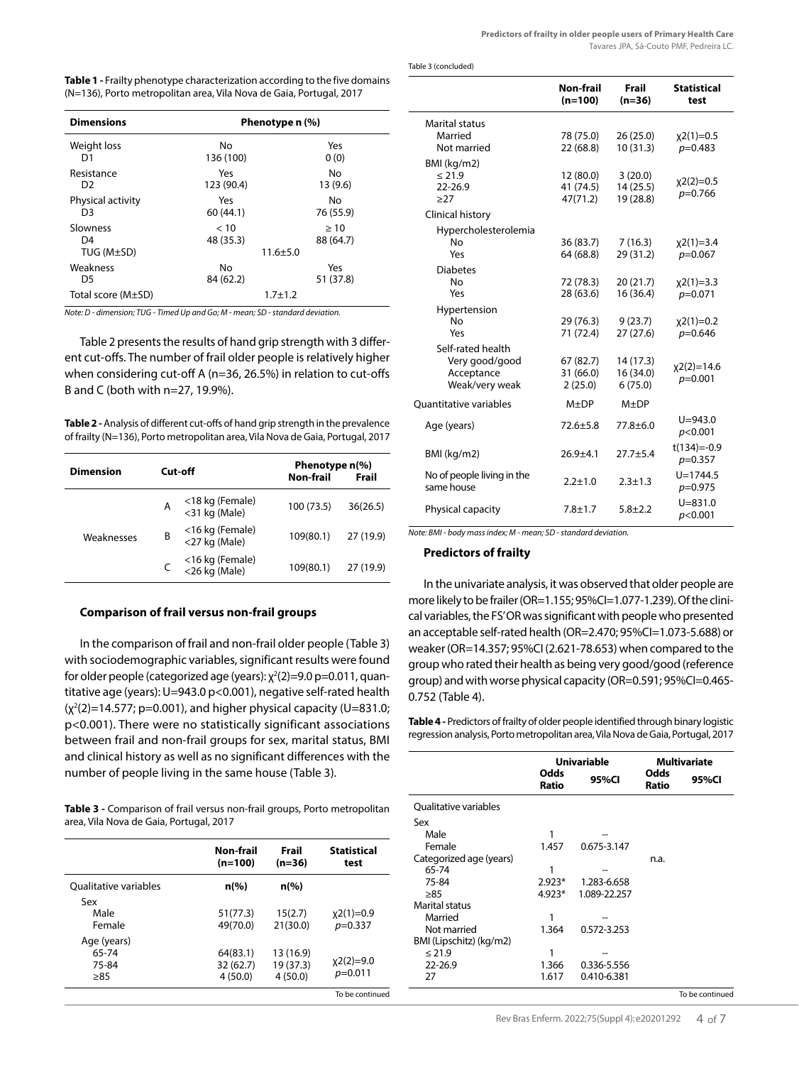**Table 1 -** Frailty phenotype characterization according to the five domains (N=136), Porto metropolitan area, Vila Nova de Gaia, Portugal, 2017

| Dimensions | Phenotype n (%) | | |
|---|---|---|---|
| Weight loss D1 | No 136 (100) | | Yes 0 (0) |
| Resistance D2 | Yes 123 (90.4) | | No 13 (9.6) |
| Physical activity D3 | Yes 60 (44.1) | | No 76 (55.9) |
| Slowness D4 | < 10 48 (35.3) | | ≥ 10 88 (64.7) |
| TUG (M±SD) | | 11.6±5.0 | |
| Weakness D5 | No 84 (62.2) | | Yes 51 (37.8) |
| Total score (M±SD) | | 1.7±1.2 | |

*Note: D - dimension; TUG - Timed Up and Go; M - mean; SD - standard deviation.*

Table 2 presents the results of hand grip strength with 3 different cut-offs. The number of frail older people is relatively higher when considering cut-off A (n=36, 26.5%) in relation to cut-offs B and C (both with n=27, 19.9%).

**Table 2 -** Analysis of different cut-offs of hand grip strength in the prevalence of frailty (N=136), Porto metropolitan area, Vila Nova de Gaia, Portugal, 2017

| Dimension | Cut-off | | Phenotype n(%) Non-frail | Frail |
|---|---|---|---|---|
| Weaknesses | A | <18 kg (Female) <31 kg (Male) | 100 (73.5) | 36(26.5) |
| | B | <16 kg (Female) <27 kg (Male) | 109(80.1) | 27 (19.9) |
| | C | <16 kg (Female) <26 kg (Male) | 109(80.1) | 27 (19.9) |

### Comparison of frail versus non-frail groups

In the comparison of frail and non-frail older people (Table 3) with sociodemographic variables, significant results were found for older people (categorized age (years): $\chi^2(2)=9.0$ p=0.011, quantitative age (years): U=943.0 p<0.001), negative self-rated health ($\chi^2(2)=14.577$; p=0.001), and higher physical capacity (U=831.0; p<0.001). There were no statistically significant associations between frail and non-frail groups for sex, marital status, BMI and clinical history as well as no significant differences with the number of people living in the same house (Table 3).

**Table 3 -** Comparison of frail versus non-frail groups, Porto metropolitan area, Vila Nova de Gaia, Portugal, 2017

| | Non-frail (n=100) | Frail (n=36) | Statistical test |
|---|---|---|---|
| Qualitative variables | n(%) | n(%) | |
| Sex | | | |
| Male | 51(77.3) | 15(2.7) | χ2(1)=0.9 |
| Female | 49(70.0) | 21(30.0) | p=0.337 |
| Age (years) | | | |
| 65-74 | 64(83.1) | 13 (16.9) | |
| 75-84 | 32 (62.7) | 19 (37.3) | χ2(2)=9.0 p=0.011 |
| ≥85 | 4 (50.0) | 4 (50.0) | |
| Marital status | | | |
| Married | 78 (75.0) | 26 (25.0) | χ2(1)=0.5 |
| Not married | 22 (68.8) | 10 (31.3) | p=0.483 |
| BMI (kg/m2) | | | |
| ≤ 21.9 | 12 (80.0) | 3 (20.0) | |
| 22-26.9 | 41 (74.5) | 14 (25.5) | χ2(2)=0.5 p=0.766 |
| ≥27 | 47(71.2) | 19 (28.8) | |
| Clinical history | | | |
| Hypercholesterolemia | | | |
| No | 36 (83.7) | 7 (16.3) | χ2(1)=3.4 |
| Yes | 64 (68.8) | 29 (31.2) | p=0.067 |
| Diabetes | | | |
| No | 72 (78.3) | 20 (21.7) | χ2(1)=3.3 |
| Yes | 28 (63.6) | 16 (36.4) | p=0.071 |
| Hypertension | | | |
| No | 29 (76.3) | 9 (23.7) | χ2(1)=0.2 |
| Yes | 71 (72.4) | 27 (27.6) | p=0.646 |
| Self-rated health | | | |
| Very good/good | 67 (82.7) | 14 (17.3) | |
| Acceptance | 31 (66.0) | 16 (34.0) | χ2(2)=14.6 p=0.001 |
| Weak/very weak | 2 (25.0) | 6 (75.0) | |
| Quantitative variables | M±DP | M±DP | |
| Age (years) | 72.6±5.8 | 77.8±6.0 | U=943.0 p<0.001 |
| BMI (kg/m2) | 26.9±4.1 | 27.7±5.4 | t(134)=-0.9 p=0.357 |
| No of people living in the same house | 2.2±1.0 | 2.3±1.3 | U=1744.5 p=0.975 |
| Physical capacity | 7.8±1.7 | 5.8±2.2 | U=831.0 p<0.001 |

*Note: BMI - body mass index; M - mean; SD - standard deviation.*

### Predictors of frailty

In the univariate analysis, it was observed that older people are more likely to be frailer (OR=1.155; 95%CI=1.077-1.239). Of the clinical variables, the FS' OR was significant with people who presented an acceptable self-rated health (OR=2.470; 95%CI=1.073-5.688) or weaker (OR=14.357; 95%CI (2.621-78.653) when compared to the group who rated their health as being very good/good (reference group) and with worse physical capacity (OR=0.591; 95%CI=0.465-0.752 (Table 4).

**Table 4 -** Predictors of frailty of older people identified through binary logistic regression analysis, Porto metropolitan area, Vila Nova de Gaia, Portugal, 2017

| | Univariable Odds Ratio | 95%CI | Multivariate Odds Ratio | 95%CI |
|---|---|---|---|---|
| Qualitative variables | | | | |
| Sex | | | | |
| Male | 1 | -- | | |
| Female | 1.457 | 0.675-3.147 | | |
| Categorized age (years) | | | n.a. | |
| 65-74 | 1 | -- | | |
| 75-84 | 2.923* | 1.283-6.658 | | |
| ≥85 | 4.923* | 1.089-22.257 | | |
| Marital status | | | | |
| Married | 1 | -- | | |
| Not married | 1.364 | 0.572-3.253 | | |
| BMI (Lipschitz) (kg/m2) | | | | |
| ≤ 21.9 | 1 | -- | | |
| 22-26.9 | 1.366 | 0.336-5.556 | | |
| 27 | 1.617 | 0.410-6.381 | | |

To be continued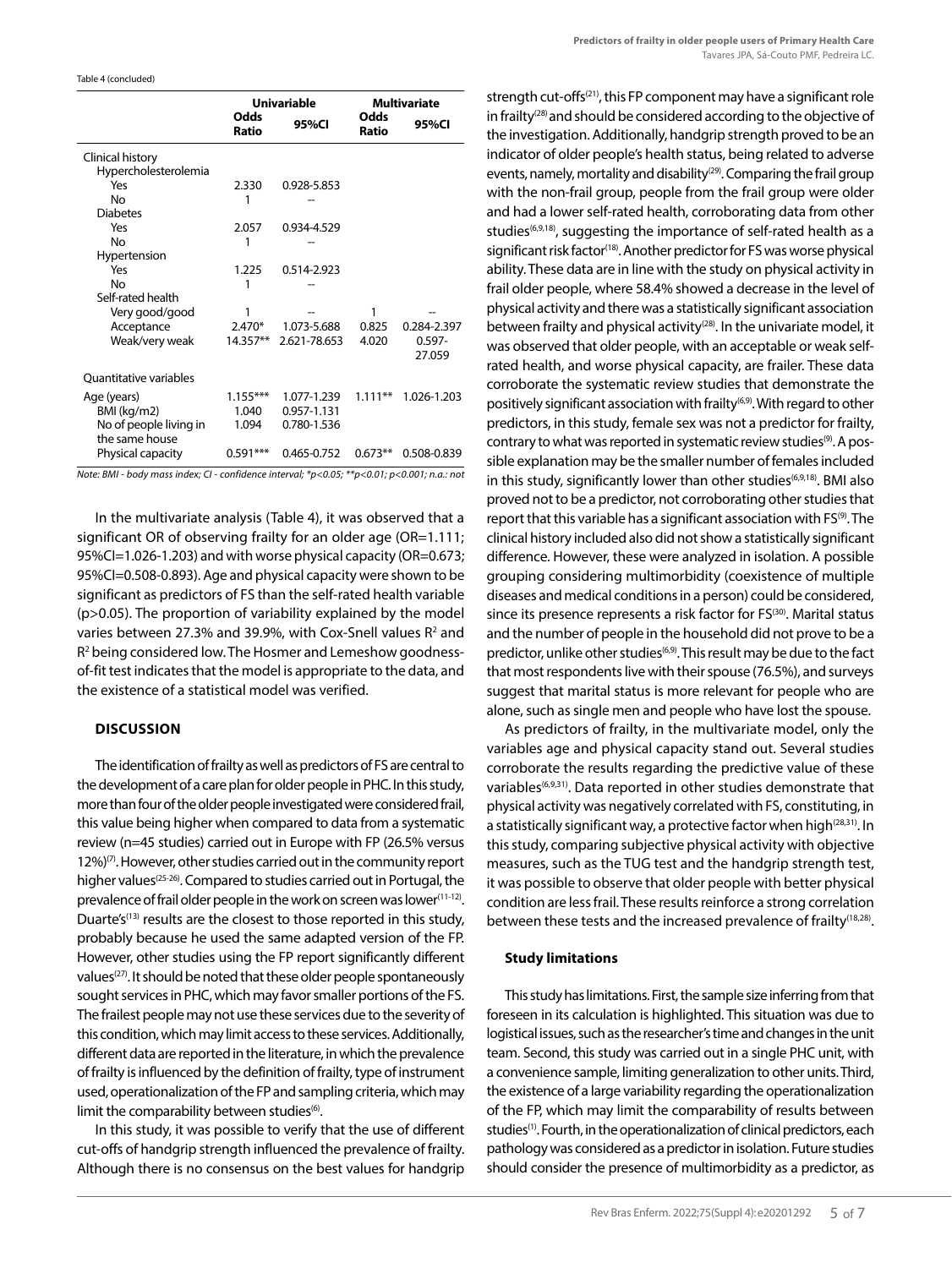Table 4 (concluded)

| | Univariable | | Multivariate | |
|---|---|---|---|---|
| | Odds Ratio | 95%CI | Odds Ratio | 95%CI |
| Clinical history | | | | |
| Hypercholesterolemia | | | | |
| Yes | 2.330 | 0.928-5.853 | | |
| No | 1 | -- | | |
| Diabetes | | | | |
| Yes | 2.057 | 0.934-4.529 | | |
| No | 1 | -- | | |
| Hypertension | | | | |
| Yes | 1.225 | 0.514-2.923 | | |
| No | 1 | -- | | |
| Self-rated health | | | | |
| Very good/good | 1 | -- | 1 | -- |
| Acceptance | 2.470* | 1.073-5.688 | 0.825 | 0.284-2.397 |
| Weak/very weak | 14.357** | 2.621-78.653 | 4.020 | 0.597-27.059 |
| Quantitative variables | | | | |
| Age (years) | 1.155*** | 1.077-1.239 | 1.111** | 1.026-1.203 |
| BMI (kg/m2) | 1.040 | 0.957-1.131 | | |
| No of people living in the same house | 1.094 | 0.780-1.536 | | |
| Physical capacity | 0.591*** | 0.465-0.752 | 0.673** | 0.508-0.839 |

*Note: BMI - body mass index; CI - confidence interval; *p<0.05; **p<0.01; p<0.001; n.a.: not*

In the multivariate analysis (Table 4), it was observed that a significant OR of observing frailty for an older age (OR=1.111; 95%CI=1.026-1.203) and with worse physical capacity (OR=0.673; 95%CI=0.508-0.893). Age and physical capacity were shown to be significant as predictors of FS than the self-rated health variable (p>0.05). The proportion of variability explained by the model varies between 27.3% and 39.9%, with Cox-Snell values $R^2$ and $R^2$ being considered low. The Hosmer and Lemeshow goodness-of-fit test indicates that the model is appropriate to the data, and the existence of a statistical model was verified.

## DISCUSSION

The identification of frailty as well as predictors of FS are central to the development of a care plan for older people in PHC. In this study, more than four of the older people investigated were considered frail, this value being higher when compared to data from a systematic review (n=45 studies) carried out in Europe with FP (26.5% versus 12%)[7]. However, other studies carried out in the community report higher values[25-26]. Compared to studies carried out in Portugal, the prevalence of frail older people in the work on screen was lower[11-12]. Duarte's[13] results are the closest to those reported in this study, probably because he used the same adapted version of the FP. However, other studies using the FP report significantly different values[27]. It should be noted that these older people spontaneously sought services in PHC, which may favor smaller portions of the FS. The frailest people may not use these services due to the severity of this condition, which may limit access to these services. Additionally, different data are reported in the literature, in which the prevalence of frailty is influenced by the definition of frailty, type of instrument used, operationalization of the FP and sampling criteria, which may limit the comparability between studies[6].

In this study, it was possible to verify that the use of different cut-offs of handgrip strength influenced the prevalence of frailty. Although there is no consensus on the best values for handgrip strength cut-offs[21], this FP component may have a significant role in frailty[28] and should be considered according to the objective of the investigation. Additionally, handgrip strength proved to be an indicator of older people's health status, being related to adverse events, namely, mortality and disability[29]. Comparing the frail group with the non-frail group, people from the frail group were older and had a lower self-rated health, corroborating data from other studies[6,9,18], suggesting the importance of self-rated health as a significant risk factor[18]. Another predictor for FS was worse physical ability. These data are in line with the study on physical activity in frail older people, where 58.4% showed a decrease in the level of physical activity and there was a statistically significant association between frailty and physical activity[28]. In the univariate model, it was observed that older people, with an acceptable or weak self-rated health, and worse physical capacity, are frailer. These data corroborate the systematic review studies that demonstrate the positively significant association with frailty[6,9]. With regard to other predictors, in this study, female sex was not a predictor for frailty, contrary to what was reported in systematic review studies[9]. A possible explanation may be the smaller number of females included in this study, significantly lower than other studies[6,9,18]. BMI also proved not to be a predictor, not corroborating other studies that report that this variable has a significant association with FS[9]. The clinical history included also did not show a statistically significant difference. However, these were analyzed in isolation. A possible grouping considering multimorbidity (coexistence of multiple diseases and medical conditions in a person) could be considered, since its presence represents a risk factor for FS[30]. Marital status and the number of people in the household did not prove to be a predictor, unlike other studies[6,9]. This result may be due to the fact that most respondents live with their spouse (76.5%), and surveys suggest that marital status is more relevant for people who are alone, such as single men and people who have lost the spouse.

As predictors of frailty, in the multivariate model, only the variables age and physical capacity stand out. Several studies corroborate the results regarding the predictive value of these variables[6,9,31]. Data reported in other studies demonstrate that physical activity was negatively correlated with FS, constituting, in a statistically significant way, a protective factor when high[28,31]. In this study, comparing subjective physical activity with objective measures, such as the TUG test and the handgrip strength test, it was possible to observe that older people with better physical condition are less frail. These results reinforce a strong correlation between these tests and the increased prevalence of frailty[18,28].

### Study limitations

This study has limitations. First, the sample size inferring from that foreseen in its calculation is highlighted. This situation was due to logistical issues, such as the researcher's time and changes in the unit team. Second, this study was carried out in a single PHC unit, with a convenience sample, limiting generalization to other units. Third, the existence of a large variability regarding the operationalization of the FP, which may limit the comparability of results between studies[1]. Fourth, in the operationalization of clinical predictors, each pathology was considered as a predictor in isolation. Future studies should consider the presence of multimorbidity as a predictor, as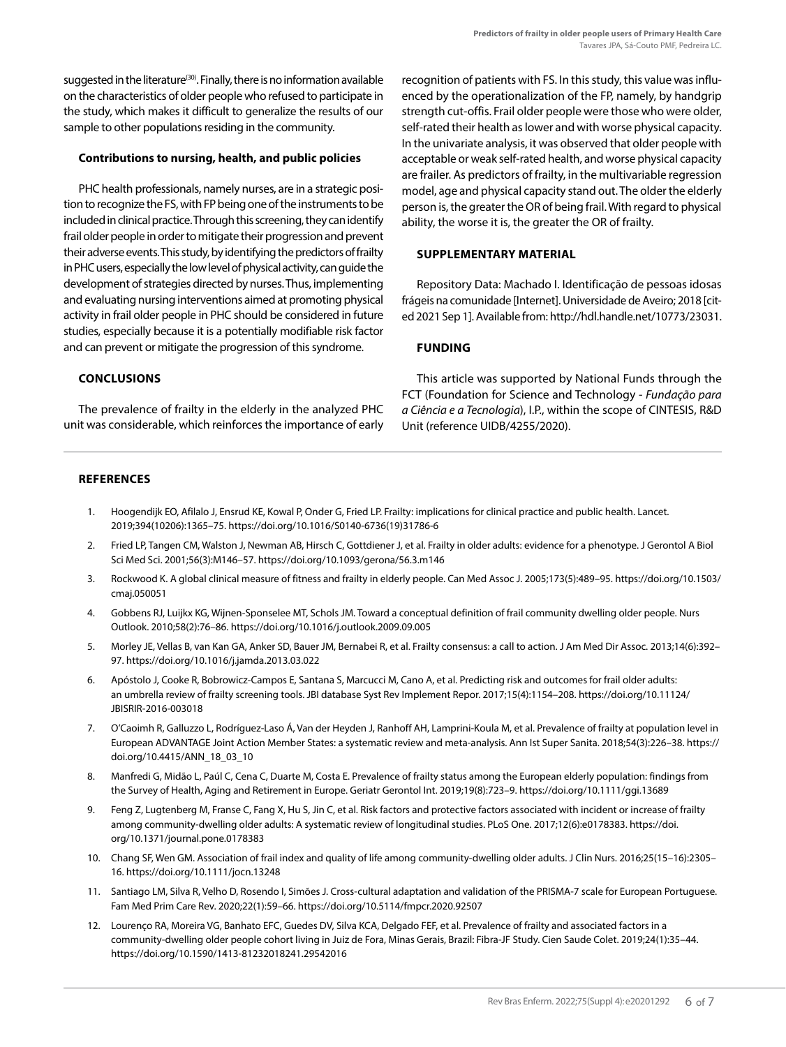suggested in the literature[30]. Finally, there is no information available on the characteristics of older people who refused to participate in the study, which makes it difficult to generalize the results of our sample to other populations residing in the community.

### Contributions to nursing, health, and public policies

PHC health professionals, namely nurses, are in a strategic position to recognize the FS, with FP being one of the instruments to be included in clinical practice. Through this screening, they can identify frail older people in order to mitigate their progression and prevent their adverse events. This study, by identifying the predictors of frailty in PHC users, especially the low level of physical activity, can guide the development of strategies directed by nurses. Thus, implementing and evaluating nursing interventions aimed at promoting physical activity in frail older people in PHC should be considered in future studies, especially because it is a potentially modifiable risk factor and can prevent or mitigate the progression of this syndrome.

## CONCLUSIONS

The prevalence of frailty in the elderly in the analyzed PHC unit was considerable, which reinforces the importance of early recognition of patients with FS. In this study, this value was influenced by the operationalization of the FP, namely, by handgrip strength cut-offis. Frail older people were those who were older, self-rated their health as lower and with worse physical capacity. In the univariate analysis, it was observed that older people with acceptable or weak self-rated health, and worse physical capacity are frailer. As predictors of frailty, in the multivariable regression model, age and physical capacity stand out. The older the elderly person is, the greater the OR of being frail. With regard to physical ability, the worse it is, the greater the OR of frailty.

## SUPPLEMENTARY MATERIAL

Repository Data: Machado I. Identificação de pessoas idosas frágeis na comunidade [Internet]. Universidade de Aveiro; 2018 [cited 2021 Sep 1]. Available from: http://hdl.handle.net/10773/23031.

## FUNDING

This article was supported by National Funds through the FCT (Foundation for Science and Technology - *Fundação para a Ciência e a Tecnologia*), I.P., within the scope of CINTESIS, R&D Unit (reference UIDB/4255/2020).

## REFERENCES

1. Hoogendijk EO, Afilalo J, Ensrud KE, Kowal P, Onder G, Fried LP. Frailty: implications for clinical practice and public health. Lancet. 2019;394(10206):1365–75. https://doi.org/10.1016/S0140-6736(19)31786-6
2. Fried LP, Tangen CM, Walston J, Newman AB, Hirsch C, Gottdiener J, et al. Frailty in older adults: evidence for a phenotype. J Gerontol A Biol Sci Med Sci. 2001;56(3):M146–57. https://doi.org/10.1093/gerona/56.3.m146
3. Rockwood K. A global clinical measure of fitness and frailty in elderly people. Can Med Assoc J. 2005;173(5):489–95. https://doi.org/10.1503/cmaj.050051
4. Gobbens RJ, Luijkx KG, Wijnen-Sponselee MT, Schols JM. Toward a conceptual definition of frail community dwelling older people. Nurs Outlook. 2010;58(2):76–86. https://doi.org/10.1016/j.outlook.2009.09.005
5. Morley JE, Vellas B, van Kan GA, Anker SD, Bauer JM, Bernabei R, et al. Frailty consensus: a call to action. J Am Med Dir Assoc. 2013;14(6):392–97. https://doi.org/10.1016/j.jamda.2013.03.022
6. Apóstolo J, Cooke R, Bobrowicz-Campos E, Santana S, Marcucci M, Cano A, et al. Predicting risk and outcomes for frail older adults: an umbrella review of frailty screening tools. JBI database Syst Rev Implement Repor. 2017;15(4):1154–208. https://doi.org/10.11124/JBISRIR-2016-003018
7. O'Caoimh R, Galluzzo L, Rodríguez-Laso Á, Van der Heyden J, Ranhoff AH, Lamprini-Koula M, et al. Prevalence of frailty at population level in European ADVANTAGE Joint Action Member States: a systematic review and meta-analysis. Ann Ist Super Sanita. 2018;54(3):226–38. https://doi.org/10.4415/ANN_18_03_10
8. Manfredi G, Midão L, Paúl C, Cena C, Duarte M, Costa E. Prevalence of frailty status among the European elderly population: findings from the Survey of Health, Aging and Retirement in Europe. Geriatr Gerontol Int. 2019;19(8):723–9. https://doi.org/10.1111/ggi.13689
9. Feng Z, Lugtenberg M, Franse C, Fang X, Hu S, Jin C, et al. Risk factors and protective factors associated with incident or increase of frailty among community-dwelling older adults: A systematic review of longitudinal studies. PLoS One. 2017;12(6):e0178383. https://doi.org/10.1371/journal.pone.0178383
10. Chang SF, Wen GM. Association of frail index and quality of life among community-dwelling older adults. J Clin Nurs. 2016;25(15–16):2305–16. https://doi.org/10.1111/jocn.13248
11. Santiago LM, Silva R, Velho D, Rosendo I, Simões J. Cross-cultural adaptation and validation of the PRISMA-7 scale for European Portuguese. Fam Med Prim Care Rev. 2020;22(1):59–66. https://doi.org/10.5114/fmpcr.2020.92507
12. Lourenço RA, Moreira VG, Banhato EFC, Guedes DV, Silva KCA, Delgado FEF, et al. Prevalence of frailty and associated factors in a community-dwelling older people cohort living in Juiz de Fora, Minas Gerais, Brazil: Fibra-JF Study. Cien Saude Colet. 2019;24(1):35–44. https://doi.org/10.1590/1413-81232018241.29542016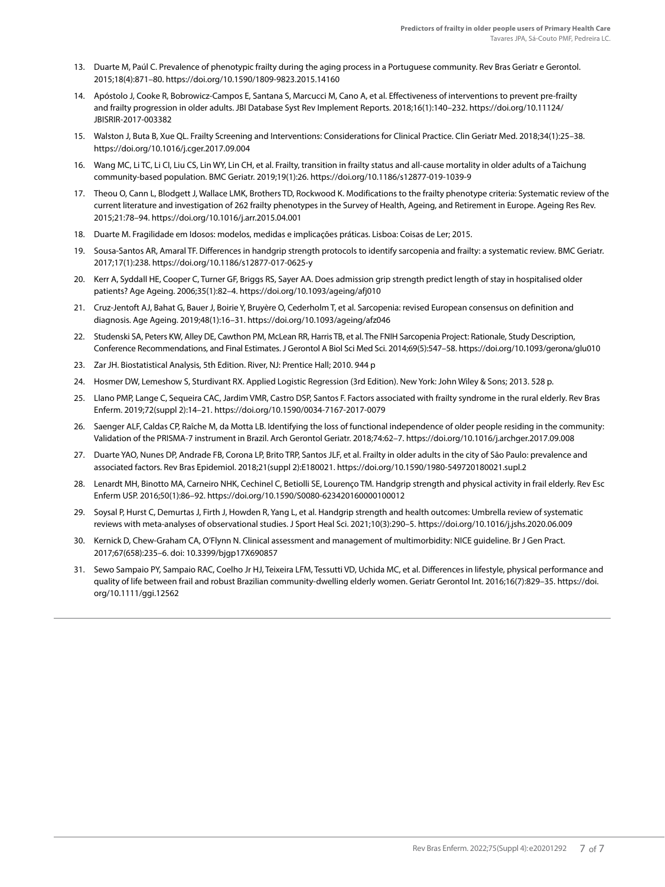13. Duarte M, Paúl C. Prevalence of phenotypic frailty during the aging process in a Portuguese community. Rev Bras Geriatr e Gerontol. 2015;18(4):871–80. https://doi.org/10.1590/1809-9823.2015.14160
14. Apóstolo J, Cooke R, Bobrowicz-Campos E, Santana S, Marcucci M, Cano A, et al. Effectiveness of interventions to prevent pre-frailty and frailty progression in older adults. JBI Database Syst Rev Implement Reports. 2018;16(1):140–232. https://doi.org/10.11124/JBISRIR-2017-003382
15. Walston J, Buta B, Xue QL. Frailty Screening and Interventions: Considerations for Clinical Practice. Clin Geriatr Med. 2018;34(1):25–38. https://doi.org/10.1016/j.cger.2017.09.004
16. Wang MC, Li TC, Li CI, Liu CS, Lin WY, Lin CH, et al. Frailty, transition in frailty status and all-cause mortality in older adults of a Taichung community-based population. BMC Geriatr. 2019;19(1):26. https://doi.org/10.1186/s12877-019-1039-9
17. Theou O, Cann L, Blodgett J, Wallace LMK, Brothers TD, Rockwood K. Modifications to the frailty phenotype criteria: Systematic review of the current literature and investigation of 262 frailty phenotypes in the Survey of Health, Ageing, and Retirement in Europe. Ageing Res Rev. 2015;21:78–94. https://doi.org/10.1016/j.arr.2015.04.001
18. Duarte M. Fragilidade em Idosos: modelos, medidas e implicações práticas. Lisboa: Coisas de Ler; 2015.
19. Sousa-Santos AR, Amaral TF. Differences in handgrip strength protocols to identify sarcopenia and frailty: a systematic review. BMC Geriatr. 2017;17(1):238. https://doi.org/10.1186/s12877-017-0625-y
20. Kerr A, Syddall HE, Cooper C, Turner GF, Briggs RS, Sayer AA. Does admission grip strength predict length of stay in hospitalised older patients? Age Ageing. 2006;35(1):82–4. https://doi.org/10.1093/ageing/afj010
21. Cruz-Jentoft AJ, Bahat G, Bauer J, Boirie Y, Bruyère O, Cederholm T, et al. Sarcopenia: revised European consensus on definition and diagnosis. Age Ageing. 2019;48(1):16–31. https://doi.org/10.1093/ageing/afz046
22. Studenski SA, Peters KW, Alley DE, Cawthon PM, McLean RR, Harris TB, et al. The FNIH Sarcopenia Project: Rationale, Study Description, Conference Recommendations, and Final Estimates. J Gerontol A Biol Sci Med Sci. 2014;69(5):547–58. https://doi.org/10.1093/gerona/glu010
23. Zar JH. Biostatistical Analysis, 5th Edition. River, NJ: Prentice Hall; 2010. 944 p
24. Hosmer DW, Lemeshow S, Sturdivant RX. Applied Logistic Regression (3rd Edition). New York: John Wiley & Sons; 2013. 528 p.
25. Llano PMP, Lange C, Sequeira CAC, Jardim VMR, Castro DSP, Santos F. Factors associated with frailty syndrome in the rural elderly. Rev Bras Enferm. 2019;72(suppl 2):14–21. https://doi.org/10.1590/0034-7167-2017-0079
26. Saenger ALF, Caldas CP, Raîche M, da Motta LB. Identifying the loss of functional independence of older people residing in the community: Validation of the PRISMA-7 instrument in Brazil. Arch Gerontol Geriatr. 2018;74:62–7. https://doi.org/10.1016/j.archger.2017.09.008
27. Duarte YAO, Nunes DP, Andrade FB, Corona LP, Brito TRP, Santos JLF, et al. Frailty in older adults in the city of São Paulo: prevalence and associated factors. Rev Bras Epidemiol. 2018;21(suppl 2):E180021. https://doi.org/10.1590/1980-549720180021.supl.2
28. Lenardt MH, Binotto MA, Carneiro NHK, Cechinel C, Betiolli SE, Lourenço TM. Handgrip strength and physical activity in frail elderly. Rev Esc Enferm USP. 2016;50(1):86–92. https://doi.org/10.1590/S0080-623420160000100012
29. Soysal P, Hurst C, Demurtas J, Firth J, Howden R, Yang L, et al. Handgrip strength and health outcomes: Umbrella review of systematic reviews with meta-analyses of observational studies. J Sport Heal Sci. 2021;10(3):290–5. https://doi.org/10.1016/j.jshs.2020.06.009
30. Kernick D, Chew-Graham CA, O'Flynn N. Clinical assessment and management of multimorbidity: NICE guideline. Br J Gen Pract. 2017;67(658):235–6. doi: 10.3399/bjgp17X690857
31. Sewo Sampaio PY, Sampaio RAC, Coelho Jr HJ, Teixeira LFM, Tessutti VD, Uchida MC, et al. Differences in lifestyle, physical performance and quality of life between frail and robust Brazilian community-dwelling elderly women. Geriatr Gerontol Int. 2016;16(7):829–35. https://doi.org/10.1111/ggi.12562